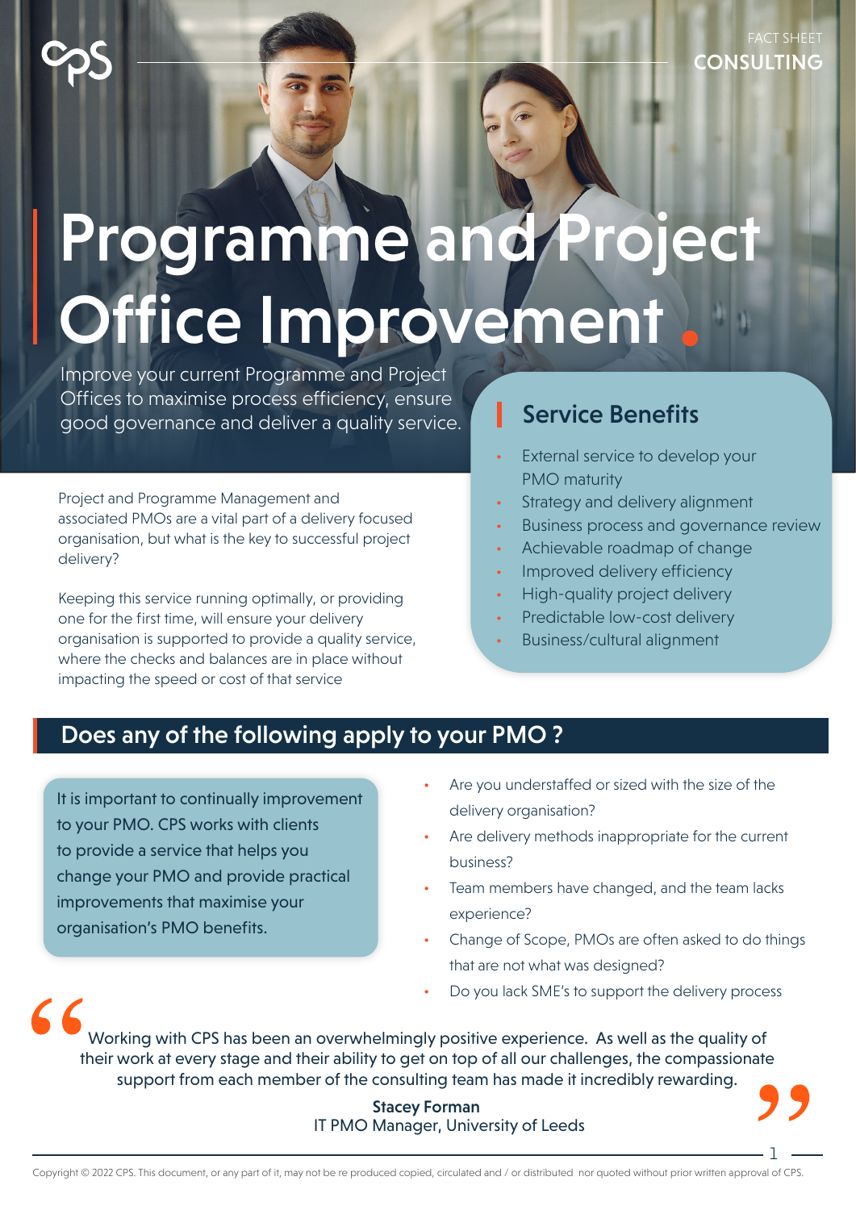FACT SHEET
CONSULTING

# Programme and Project Office Improvement.

Improve your current Programme and Project Offices to maximise process efficiency, ensure good governance and deliver a quality service.

Project and Programme Management and associated PMOs are a vital part of a delivery focused organisation, but what is the key to successful project delivery?

Keeping this service running optimally, or providing one for the first time, will ensure your delivery organisation is supported to provide a quality service, where the checks and balances are in place without impacting the speed or cost of that service

## Service Benefits

- External service to develop your PMO maturity
- Strategy and delivery alignment
- Business process and governance review
- Achievable roadmap of change
- Improved delivery efficiency
- High-quality project delivery
- Predictable low-cost delivery
- Business/cultural alignment

## Does any of the following apply to your PMO ?

It is important to continually improvement to your PMO. CPS works with clients to provide a service that helps you change your PMO and provide practical improvements that maximise your organisation's PMO benefits.

- Are you understaffed or sized with the size of the delivery organisation?
- Are delivery methods inappropriate for the current business?
- Team members have changed, and the team lacks experience?
- Change of Scope, PMOs are often asked to do things that are not what was designed?
- Do you lack SME's to support the delivery process

> "Working with CPS has been an overwhelmingly positive experience. As well as the quality of their work at every stage and their ability to get on top of all our challenges, the compassionate support from each member of the consulting team has made it incredibly rewarding."
>
> **Stacey Forman**
> IT PMO Manager, University of Leeds

Copyright © 2022 CPS. This document, or any part of it, may not be re produced copied, circulated and / or distributed nor quoted without prior written approval of CPS.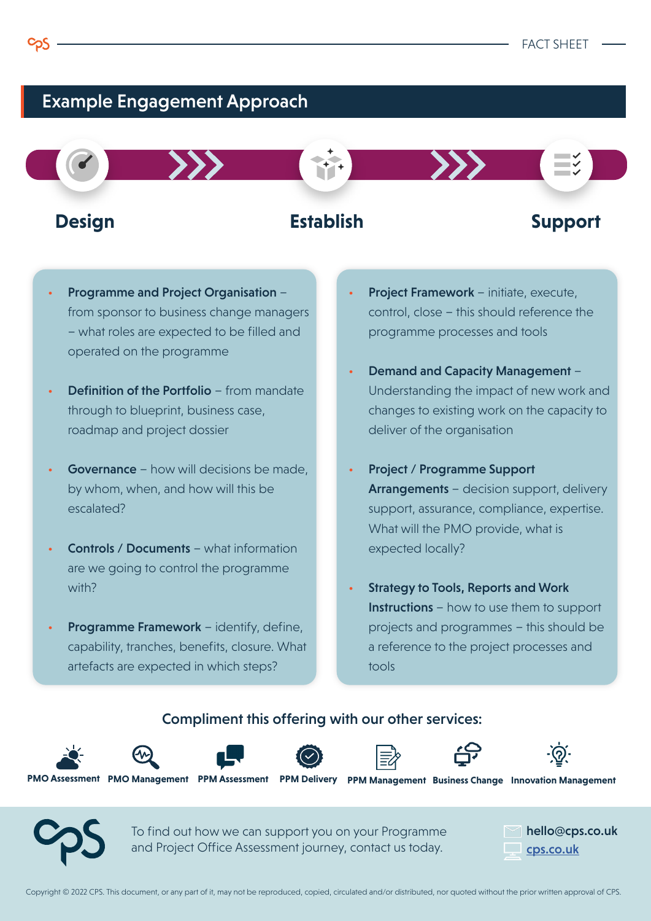## Example Engagement Approach

**Design** — **Establish** — **Support**

- **Programme and Project Organisation** – from sponsor to business change managers – what roles are expected to be filled and operated on the programme
- **Definition of the Portfolio** – from mandate through to blueprint, business case, roadmap and project dossier
- **Governance** – how will decisions be made, by whom, when, and how will this be escalated?
- **Controls / Documents** – what information are we going to control the programme with?
- **Programme Framework** – identify, define, capability, tranches, benefits, closure. What artefacts are expected in which steps?

- **Project Framework** – initiate, execute, control, close – this should reference the programme processes and tools
- **Demand and Capacity Management** – Understanding the impact of new work and changes to existing work on the capacity to deliver of the organisation
- **Project / Programme Support Arrangements** – decision support, delivery support, assurance, compliance, expertise. What will the PMO provide, what is expected locally?
- **Strategy to Tools, Reports and Work Instructions** – how to use them to support projects and programmes – this should be a reference to the project processes and tools

### Compliment this offering with our other services:

PMO Assessment | PMO Management | PPM Assessment | PPM Delivery | PPM Management | Business Change | Innovation Management

To find out how we can support you on your Programme and Project Office Assessment journey, contact us today.

hello@cps.co.uk
cps.co.uk

Copyright © 2022 CPS. This document, or any part of it, may not be reproduced, copied, circulated and/or distributed, nor quoted without the prior written approval of CPS.